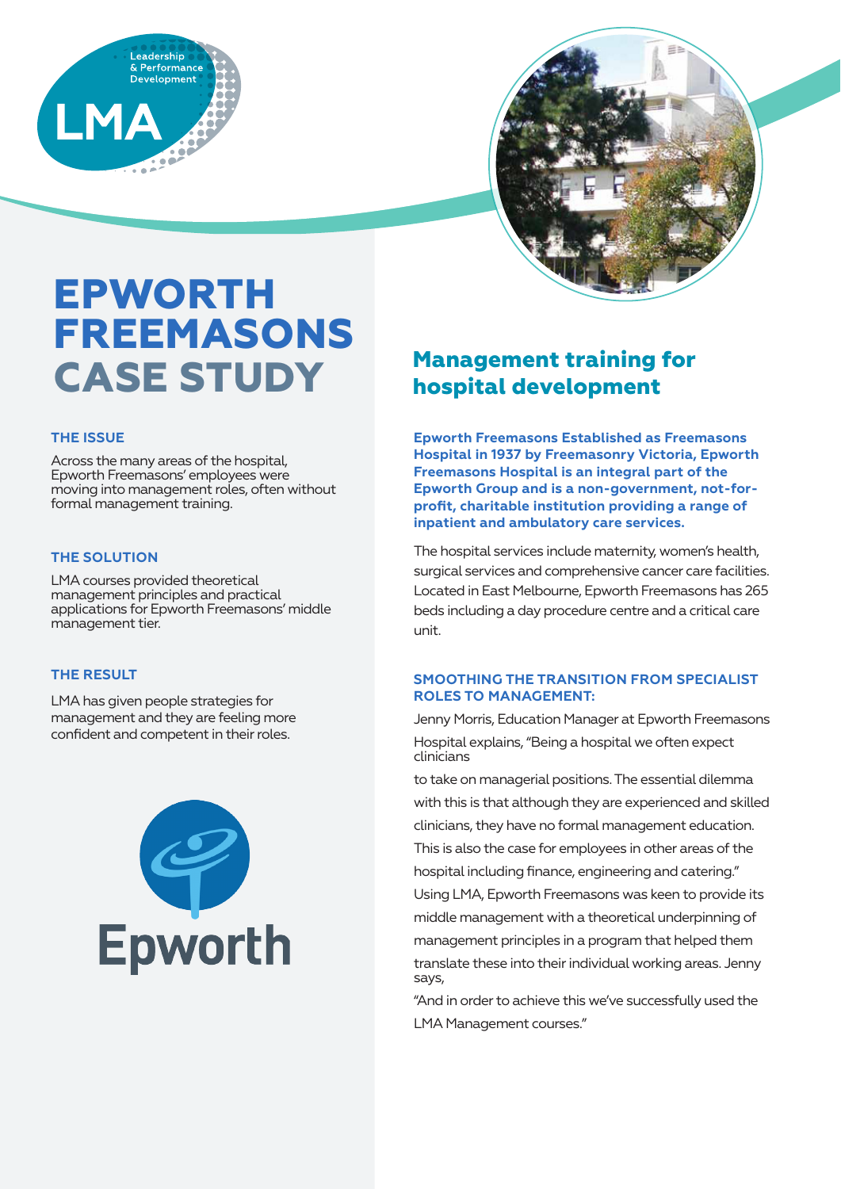# EPWORTH FREEMASONS CASE STUDY

### THE ISSUE

Across the many areas of the hospital, Epworth Freemasons' employees were moving into management roles, often without formal management training.

### THE SOLUTION

LMA courses provided theoretical management principles and practical applications for Epworth Freemasons' middle management tier.

### THE RESULT

LMA has given people strategies for management and they are feeling more confident and competent in their roles.

## Management training for hospital development

**Epworth Freemasons Established as Freemasons Hospital in 1937 by Freemasonry Victoria, Epworth Freemasons Hospital is an integral part of the Epworth Group and is a non-government, not-for-profit, charitable institution providing a range of inpatient and ambulatory care services.**

The hospital services include maternity, women's health, surgical services and comprehensive cancer care facilities. Located in East Melbourne, Epworth Freemasons has 265 beds including a day procedure centre and a critical care unit.

### SMOOTHING THE TRANSITION FROM SPECIALIST ROLES TO MANAGEMENT:

Jenny Morris, Education Manager at Epworth Freemasons Hospital explains, "Being a hospital we often expect clinicians to take on managerial positions. The essential dilemma with this is that although they are experienced and skilled clinicians, they have no formal management education. This is also the case for employees in other areas of the hospital including finance, engineering and catering." Using LMA, Epworth Freemasons was keen to provide its middle management with a theoretical underpinning of management principles in a program that helped them translate these into their individual working areas. Jenny says, "And in order to achieve this we've successfully used the LMA Management courses."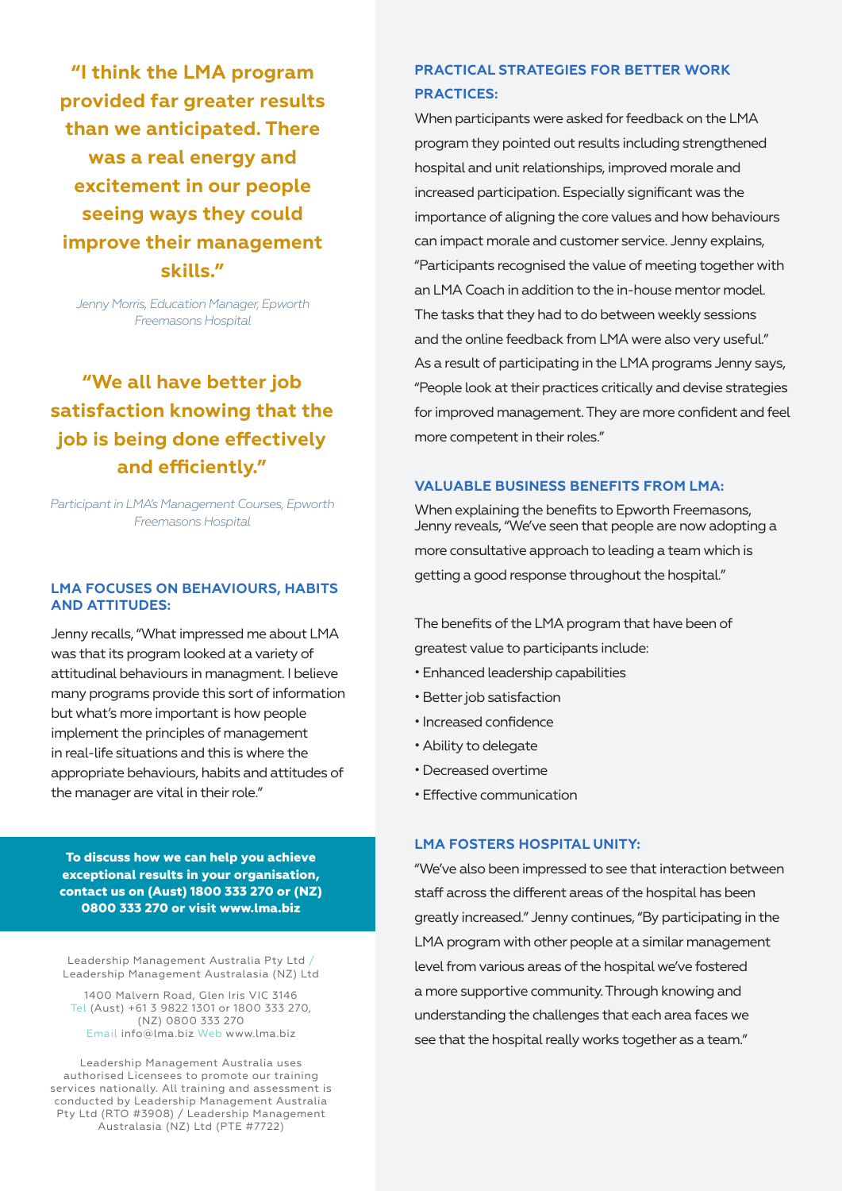**"I think the LMA program provided far greater results than we anticipated. There was a real energy and excitement in our people seeing ways they could improve their management skills."**

*Jenny Morris, Education Manager, Epworth Freemasons Hospital*

**"We all have better job satisfaction knowing that the job is being done effectively and efficiently."**

*Participant in LMA's Management Courses, Epworth Freemasons Hospital*

## LMA FOCUSES ON BEHAVIOURS, HABITS AND ATTITUDES:

Jenny recalls, "What impressed me about LMA was that its program looked at a variety of attitudinal behaviours in managment. I believe many programs provide this sort of information but what's more important is how people implement the principles of management in real-life situations and this is where the appropriate behaviours, habits and attitudes of the manager are vital in their role."

**To discuss how we can help you achieve exceptional results in your organisation, contact us on (Aust) 1800 333 270 or (NZ) 0800 333 270 or visit www.lma.biz**

Leadership Management Australia Pty Ltd / Leadership Management Australasia (NZ) Ltd

1400 Malvern Road, Glen Iris VIC 3146
Tel (Aust) +61 3 9822 1301 or 1800 333 270, (NZ) 0800 333 270
Email info@lma.biz Web www.lma.biz

Leadership Management Australia uses authorised Licensees to promote our training services nationally. All training and assessment is conducted by Leadership Management Australia Pty Ltd (RTO #3908) / Leadership Management Australasia (NZ) Ltd (PTE #7722)

## PRACTICAL STRATEGIES FOR BETTER WORK PRACTICES:

When participants were asked for feedback on the LMA program they pointed out results including strengthened hospital and unit relationships, improved morale and increased participation. Especially significant was the importance of aligning the core values and how behaviours can impact morale and customer service. Jenny explains, "Participants recognised the value of meeting together with an LMA Coach in addition to the in-house mentor model. The tasks that they had to do between weekly sessions and the online feedback from LMA were also very useful." As a result of participating in the LMA programs Jenny says, "People look at their practices critically and devise strategies for improved management. They are more confident and feel more competent in their roles."

## VALUABLE BUSINESS BENEFITS FROM LMA:

When explaining the benefits to Epworth Freemasons, Jenny reveals, "We've seen that people are now adopting a more consultative approach to leading a team which is getting a good response throughout the hospital."

The benefits of the LMA program that have been of greatest value to participants include:

- Enhanced leadership capabilities
- Better job satisfaction
- Increased confidence
- Ability to delegate
- Decreased overtime
- Effective communication

## LMA FOSTERS HOSPITAL UNITY:

"We've also been impressed to see that interaction between staff across the different areas of the hospital has been greatly increased." Jenny continues, "By participating in the LMA program with other people at a similar management level from various areas of the hospital we've fostered a more supportive community. Through knowing and understanding the challenges that each area faces we see that the hospital really works together as a team."